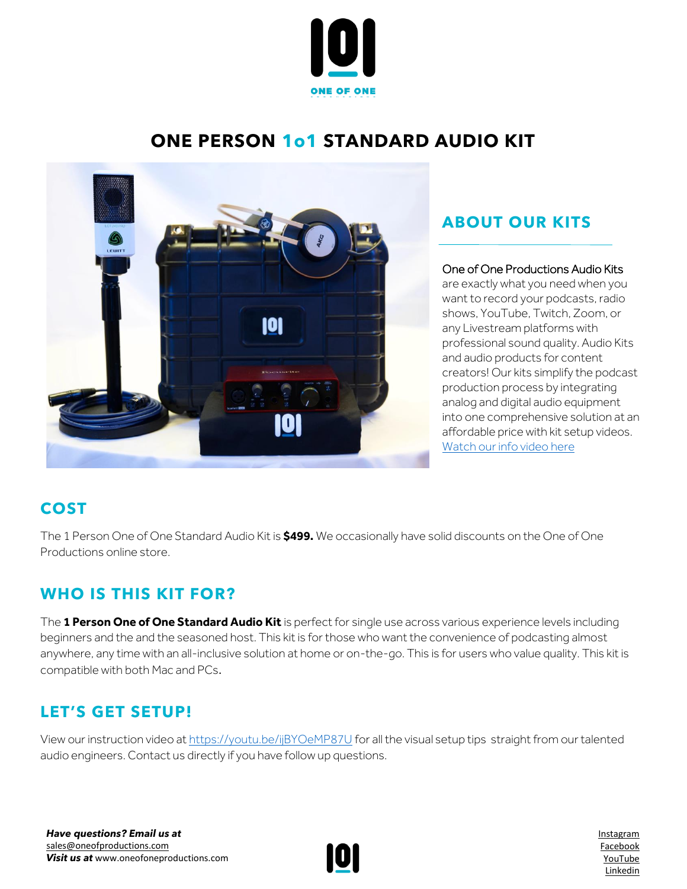ONE OF ONE

# ONE PERSON 1o1 STANDARD AUDIO KIT

## ABOUT OUR KITS

One of One Productions Audio Kits are exactly what you need when you want to record your podcasts, radio shows, YouTube, Twitch, Zoom, or any Livestream platforms with professional sound quality. Audio Kits and audio products for content creators! Our kits simplify the podcast production process by integrating analog and digital audio equipment into one comprehensive solution at an affordable price with kit setup videos. Watch our info video here

## COST

The 1 Person One of One Standard Audio Kit is **$499.** We occasionally have solid discounts on the One of One Productions online store.

## WHO IS THIS KIT FOR?

The **1 Person One of One Standard Audio Kit** is perfect for single use across various experience levels including beginners and the and the seasoned host. This kit is for those who want the convenience of podcasting almost anywhere, any time with an all-inclusive solution at home or on-the-go. This is for users who value quality. This kit is compatible with both Mac and PCs.

## LET'S GET SETUP!

View our instruction video at https://youtu.be/ijBYOeMP87U for all the visual setup tips straight from our talented audio engineers. Contact us directly if you have follow up questions.

***Have questions? Email us at***
sales@oneofproductions.com
***Visit us at*** www.oneofoneproductions.com

Instagram
Facebook
YouTube
Linkedin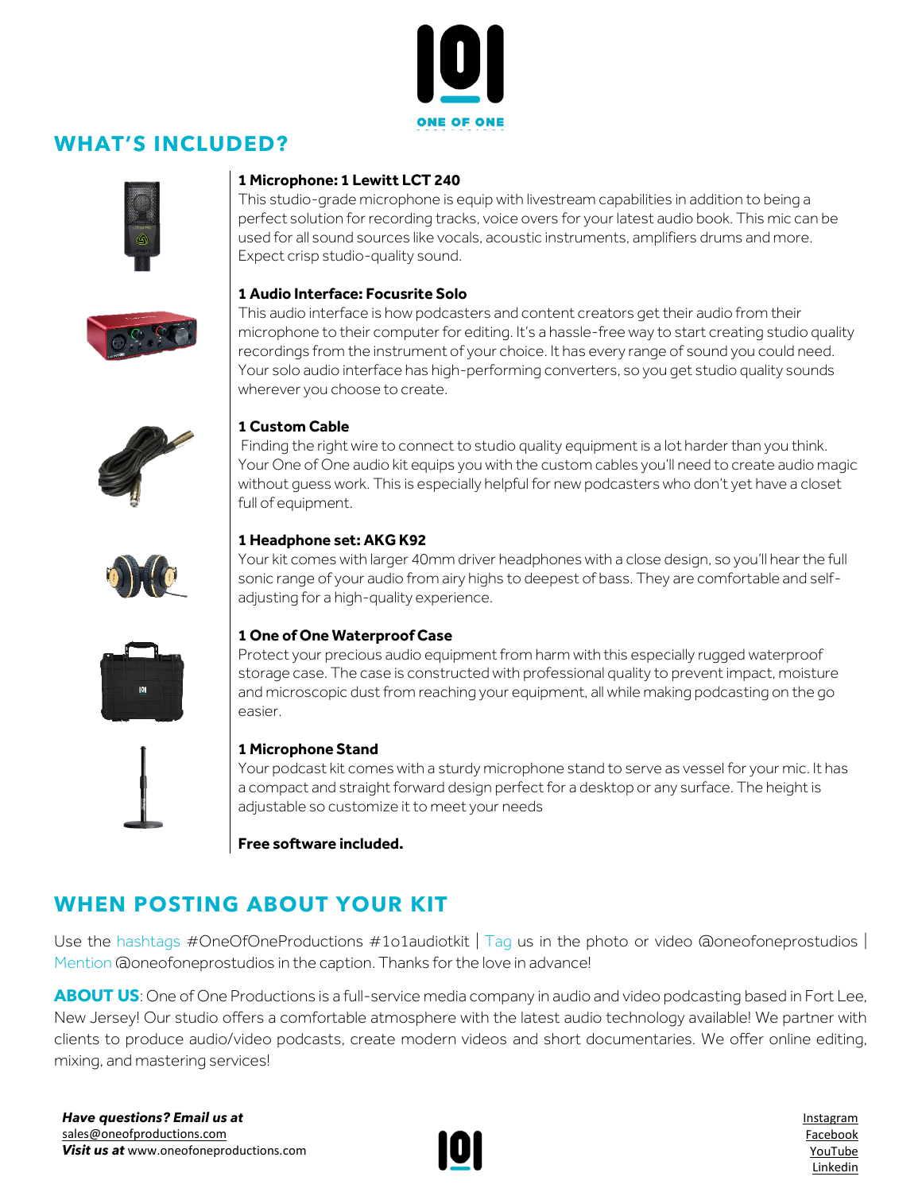## WHAT'S INCLUDED?

**1 Microphone: 1 Lewitt LCT 240**
This studio-grade microphone is equip with livestream capabilities in addition to being a perfect solution for recording tracks, voice overs for your latest audio book. This mic can be used for all sound sources like vocals, acoustic instruments, amplifiers drums and more. Expect crisp studio-quality sound.

**1 Audio Interface: Focusrite Solo**
This audio interface is how podcasters and content creators get their audio from their microphone to their computer for editing. It's a hassle-free way to start creating studio quality recordings from the instrument of your choice. It has every range of sound you could need. Your solo audio interface has high-performing converters, so you get studio quality sounds wherever you choose to create.

**1 Custom Cable**
Finding the right wire to connect to studio quality equipment is a lot harder than you think. Your One of One audio kit equips you with the custom cables you'll need to create audio magic without guess work. This is especially helpful for new podcasters who don't yet have a closet full of equipment.

**1 Headphone set: AKG K92**
Your kit comes with larger 40mm driver headphones with a close design, so you'll hear the full sonic range of your audio from airy highs to deepest of bass. They are comfortable and self-adjusting for a high-quality experience.

**1 One of One Waterproof Case**
Protect your precious audio equipment from harm with this especially rugged waterproof storage case. The case is constructed with professional quality to prevent impact, moisture and microscopic dust from reaching your equipment, all while making podcasting on the go easier.

**1 Microphone Stand**
Your podcast kit comes with a sturdy microphone stand to serve as vessel for your mic. It has a compact and straight forward design perfect for a desktop or any surface. The height is adjustable so customize it to meet your needs

**Free software included.**

## WHEN POSTING ABOUT YOUR KIT

Use the hashtags #OneOfOneProductions #1o1audiotkit | Tag us in the photo or video @oneofoneprostudios | Mention @oneofoneprostudios in the caption. Thanks for the love in advance!

**ABOUT US**: One of One Productions is a full-service media company in audio and video podcasting based in Fort Lee, New Jersey! Our studio offers a comfortable atmosphere with the latest audio technology available! We partner with clients to produce audio/video podcasts, create modern videos and short documentaries. We offer online editing, mixing, and mastering services!

***Have questions? Email us at***
sales@oneofproductions.com
***Visit us at*** www.oneofoneproductions.com

Instagram
Facebook
YouTube
Linkedin